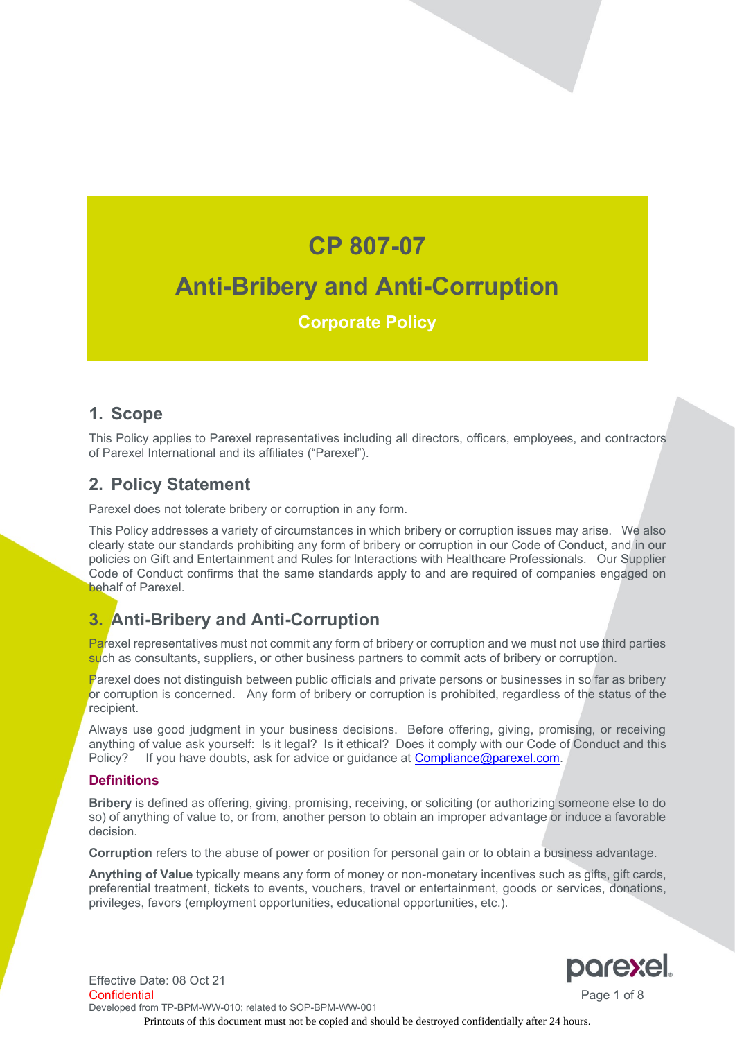# CP 807-07

# Anti-Bribery and Anti-Corruption

**Corporate Policy**

## 1. Scope

This Policy applies to Parexel representatives including all directors, officers, employees, and contractors of Parexel International and its affiliates ("Parexel").

## 2. Policy Statement

Parexel does not tolerate bribery or corruption in any form.

This Policy addresses a variety of circumstances in which bribery or corruption issues may arise. We also clearly state our standards prohibiting any form of bribery or corruption in our Code of Conduct, and in our policies on Gift and Entertainment and Rules for Interactions with Healthcare Professionals. Our Supplier Code of Conduct confirms that the same standards apply to and are required of companies engaged on behalf of Parexel.

## 3. Anti-Bribery and Anti-Corruption

Parexel representatives must not commit any form of bribery or corruption and we must not use third parties such as consultants, suppliers, or other business partners to commit acts of bribery or corruption.

Parexel does not distinguish between public officials and private persons or businesses in so far as bribery or corruption is concerned. Any form of bribery or corruption is prohibited, regardless of the status of the recipient.

Always use good judgment in your business decisions. Before offering, giving, promising, or receiving anything of value ask yourself: Is it legal? Is it ethical? Does it comply with our Code of Conduct and this Policy? If you have doubts, ask for advice or guidance at Compliance@parexel.com.

### Definitions

**Bribery** is defined as offering, giving, promising, receiving, or soliciting (or authorizing someone else to do so) of anything of value to, or from, another person to obtain an improper advantage or induce a favorable decision.

**Corruption** refers to the abuse of power or position for personal gain or to obtain a business advantage.

**Anything of Value** typically means any form of money or non-monetary incentives such as gifts, gift cards, preferential treatment, tickets to events, vouchers, travel or entertainment, goods or services, donations, privileges, favors (employment opportunities, educational opportunities, etc.).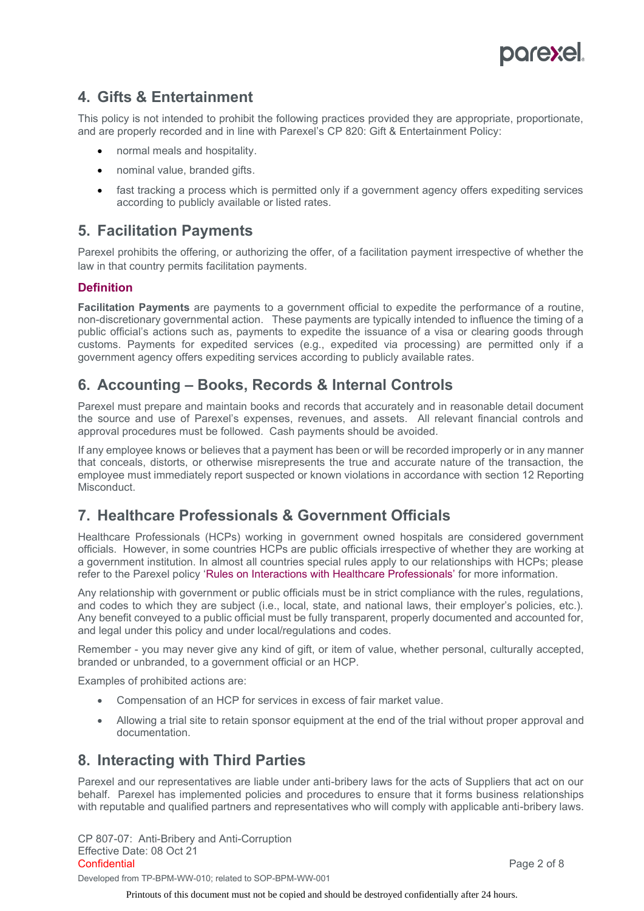## 4. Gifts & Entertainment

This policy is not intended to prohibit the following practices provided they are appropriate, proportionate, and are properly recorded and in line with Parexel's CP 820: Gift & Entertainment Policy:

- normal meals and hospitality.
- nominal value, branded gifts.
- fast tracking a process which is permitted only if a government agency offers expediting services according to publicly available or listed rates.

## 5. Facilitation Payments

Parexel prohibits the offering, or authorizing the offer, of a facilitation payment irrespective of whether the law in that country permits facilitation payments.

### Definition

**Facilitation Payments** are payments to a government official to expedite the performance of a routine, non-discretionary governmental action. These payments are typically intended to influence the timing of a public official's actions such as, payments to expedite the issuance of a visa or clearing goods through customs. Payments for expedited services (e.g., expedited via processing) are permitted only if a government agency offers expediting services according to publicly available rates.

## 6. Accounting – Books, Records & Internal Controls

Parexel must prepare and maintain books and records that accurately and in reasonable detail document the source and use of Parexel's expenses, revenues, and assets. All relevant financial controls and approval procedures must be followed. Cash payments should be avoided.

If any employee knows or believes that a payment has been or will be recorded improperly or in any manner that conceals, distorts, or otherwise misrepresents the true and accurate nature of the transaction, the employee must immediately report suspected or known violations in accordance with section 12 Reporting Misconduct.

## 7. Healthcare Professionals & Government Officials

Healthcare Professionals (HCPs) working in government owned hospitals are considered government officials. However, in some countries HCPs are public officials irrespective of whether they are working at a government institution. In almost all countries special rules apply to our relationships with HCPs; please refer to the Parexel policy 'Rules on Interactions with Healthcare Professionals' for more information.

Any relationship with government or public officials must be in strict compliance with the rules, regulations, and codes to which they are subject (i.e., local, state, and national laws, their employer's policies, etc.). Any benefit conveyed to a public official must be fully transparent, properly documented and accounted for, and legal under this policy and under local/regulations and codes.

Remember - you may never give any kind of gift, or item of value, whether personal, culturally accepted, branded or unbranded, to a government official or an HCP.

Examples of prohibited actions are:

- Compensation of an HCP for services in excess of fair market value.
- Allowing a trial site to retain sponsor equipment at the end of the trial without proper approval and documentation.

## 8. Interacting with Third Parties

Parexel and our representatives are liable under anti-bribery laws for the acts of Suppliers that act on our behalf. Parexel has implemented policies and procedures to ensure that it forms business relationships with reputable and qualified partners and representatives who will comply with applicable anti-bribery laws.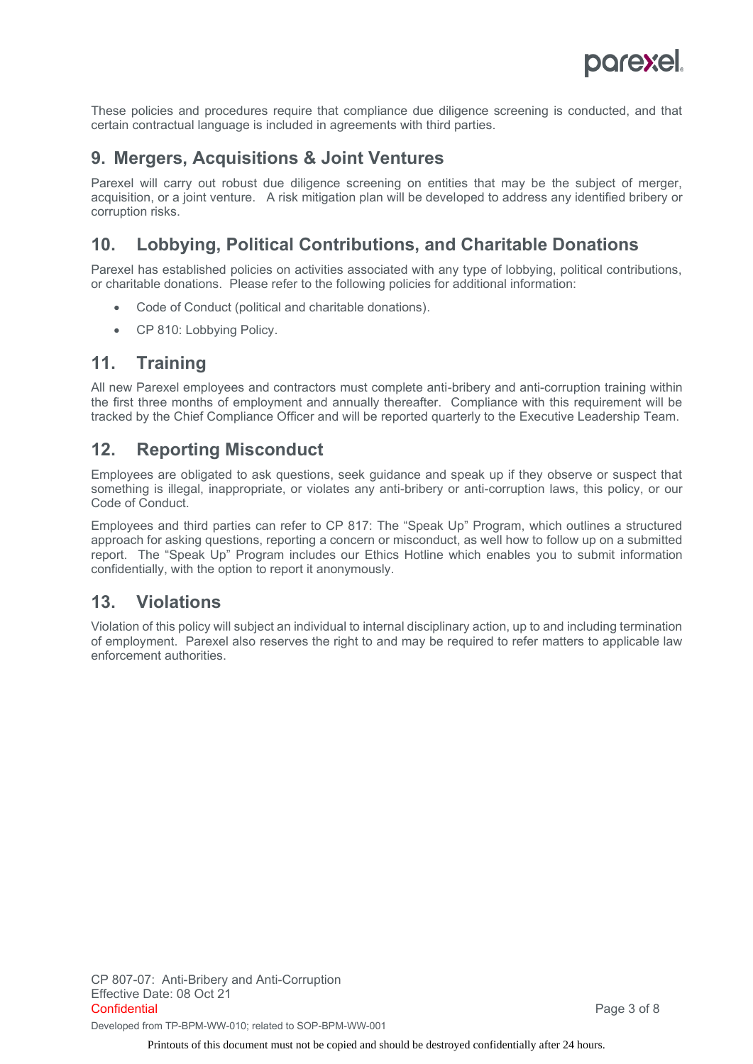These policies and procedures require that compliance due diligence screening is conducted, and that certain contractual language is included in agreements with third parties.

## 9. Mergers, Acquisitions & Joint Ventures

Parexel will carry out robust due diligence screening on entities that may be the subject of merger, acquisition, or a joint venture. A risk mitigation plan will be developed to address any identified bribery or corruption risks.

## 10. Lobbying, Political Contributions, and Charitable Donations

Parexel has established policies on activities associated with any type of lobbying, political contributions, or charitable donations. Please refer to the following policies for additional information:

- Code of Conduct (political and charitable donations).
- CP 810: Lobbying Policy.

## 11. Training

All new Parexel employees and contractors must complete anti-bribery and anti-corruption training within the first three months of employment and annually thereafter. Compliance with this requirement will be tracked by the Chief Compliance Officer and will be reported quarterly to the Executive Leadership Team.

## 12. Reporting Misconduct

Employees are obligated to ask questions, seek guidance and speak up if they observe or suspect that something is illegal, inappropriate, or violates any anti-bribery or anti-corruption laws, this policy, or our Code of Conduct.

Employees and third parties can refer to CP 817: The "Speak Up" Program, which outlines a structured approach for asking questions, reporting a concern or misconduct, as well how to follow up on a submitted report. The "Speak Up" Program includes our Ethics Hotline which enables you to submit information confidentially, with the option to report it anonymously.

## 13. Violations

Violation of this policy will subject an individual to internal disciplinary action, up to and including termination of employment. Parexel also reserves the right to and may be required to refer matters to applicable law enforcement authorities.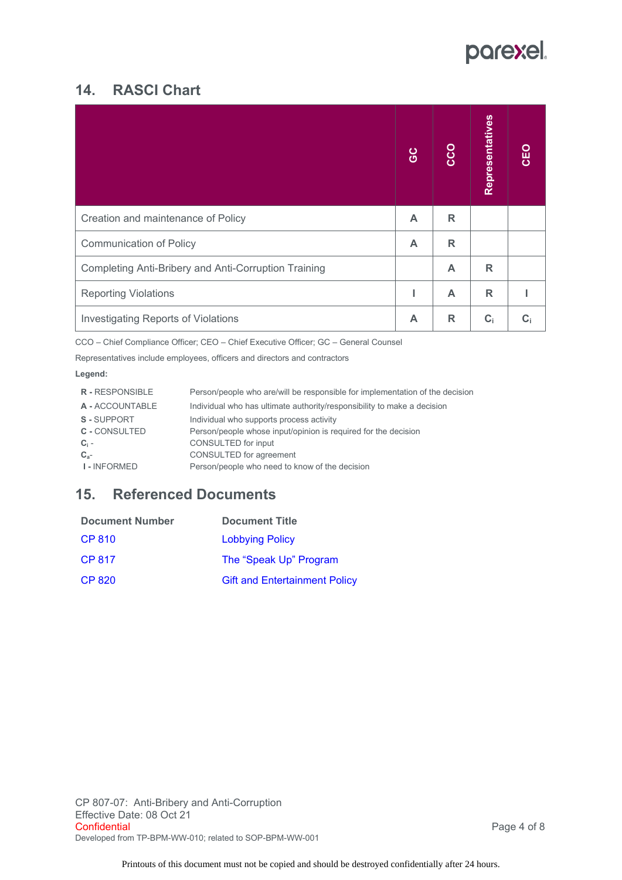## 14. RASCI Chart

| | GC | CCO | Representatives | CEO |
|---|---|---|---|---|
| Creation and maintenance of Policy | A | R | | |
| Communication of Policy | A | R | | |
| Completing Anti-Bribery and Anti-Corruption Training | | A | R | |
| Reporting Violations | I | A | R | I |
| Investigating Reports of Violations | A | R | $C_i$ | $C_i$ |

CCO – Chief Compliance Officer; CEO – Chief Executive Officer; GC – General Counsel

Representatives include employees, officers and directors and contractors

**Legend:**

| | |
|---|---|
| **R** - RESPONSIBLE | Person/people who are/will be responsible for implementation of the decision |
| **A** - ACCOUNTABLE | Individual who has ultimate authority/responsibility to make a decision |
| **S** - SUPPORT | Individual who supports process activity |
| **C** - CONSULTED | Person/people whose input/opinion is required for the decision |
| $C_i$ - | CONSULTED for input |
| $C_a$- | CONSULTED for agreement |
| **I** - INFORMED | Person/people who need to know of the decision |

## 15. Referenced Documents

| Document Number | Document Title |
|---|---|
| CP 810 | Lobbying Policy |
| CP 817 | The "Speak Up" Program |
| CP 820 | Gift and Entertainment Policy |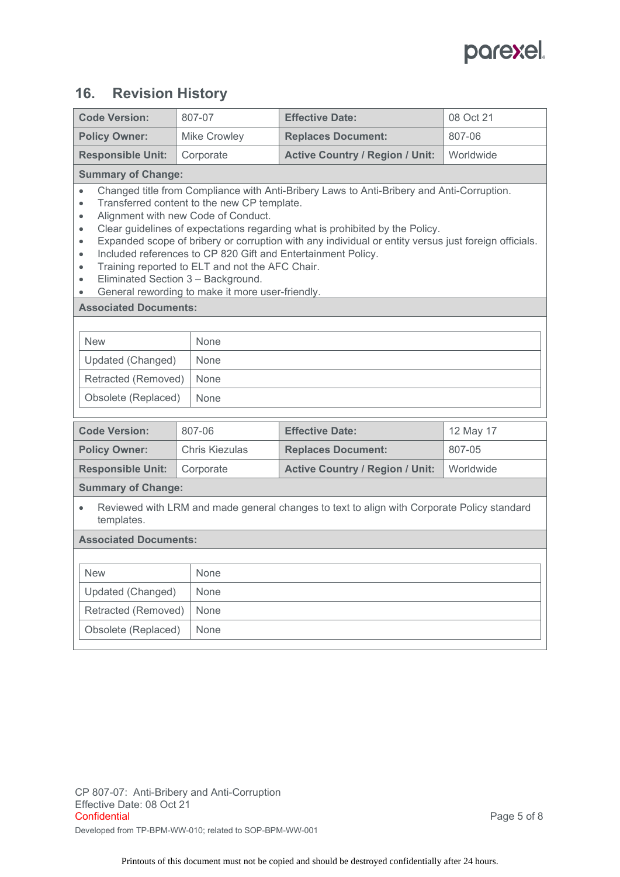## 16. Revision History

| Code Version: | 807-07 | Effective Date: | 08 Oct 21 |
|---|---|---|---|
| Policy Owner: | Mike Crowley | Replaces Document: | 807-06 |
| Responsible Unit: | Corporate | Active Country / Region / Unit: | Worldwide |

**Summary of Change:**

- Changed title from Compliance with Anti-Bribery Laws to Anti-Bribery and Anti-Corruption.
- Transferred content to the new CP template.
- Alignment with new Code of Conduct.
- Clear guidelines of expectations regarding what is prohibited by the Policy.
- Expanded scope of bribery or corruption with any individual or entity versus just foreign officials.
- Included references to CP 820 Gift and Entertainment Policy.
- Training reported to ELT and not the AFC Chair.
- Eliminated Section 3 – Background.
- General rewording to make it more user-friendly.

**Associated Documents:**

| | |
|---|---|
| New | None |
| Updated (Changed) | None |
| Retracted (Removed) | None |
| Obsolete (Replaced) | None |

| Code Version: | 807-06 | Effective Date: | 12 May 17 |
|---|---|---|---|
| Policy Owner: | Chris Kiezulas | Replaces Document: | 807-05 |
| Responsible Unit: | Corporate | Active Country / Region / Unit: | Worldwide |

**Summary of Change:**

- Reviewed with LRM and made general changes to text to align with Corporate Policy standard templates.

**Associated Documents:**

| | |
|---|---|
| New | None |
| Updated (Changed) | None |
| Retracted (Removed) | None |
| Obsolete (Replaced) | None |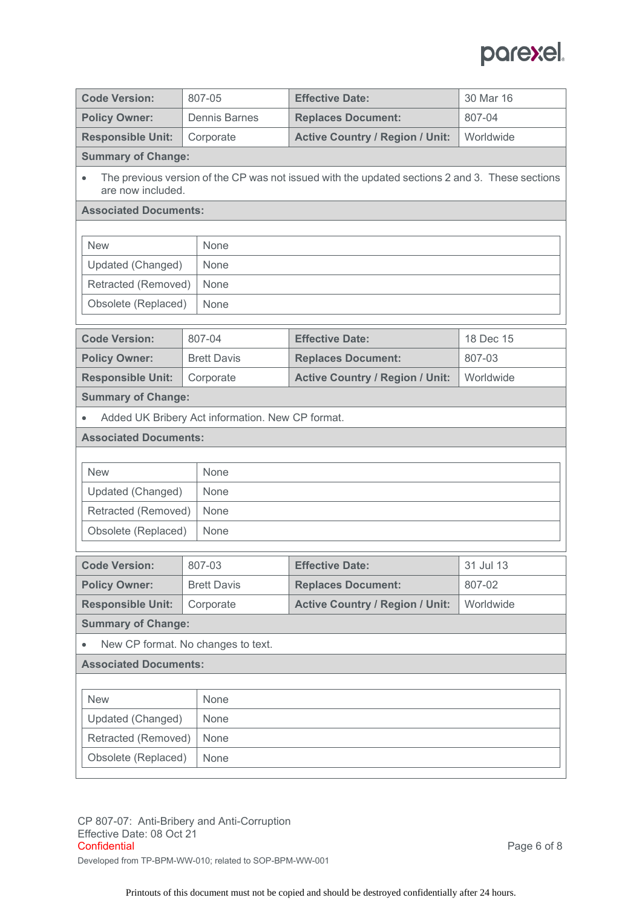| Code Version: | 807-05 | Effective Date: | 30 Mar 16 |
|---|---|---|---|
| Policy Owner: | Dennis Barnes | Replaces Document: | 807-04 |
| Responsible Unit: | Corporate | Active Country / Region / Unit: | Worldwide |

**Summary of Change:**

- The previous version of the CP was not issued with the updated sections 2 and 3. These sections are now included.

**Associated Documents:**

| New | None |
|---|---|
| Updated (Changed) | None |
| Retracted (Removed) | None |
| Obsolete (Replaced) | None |

| Code Version: | 807-04 | Effective Date: | 18 Dec 15 |
|---|---|---|---|
| Policy Owner: | Brett Davis | Replaces Document: | 807-03 |
| Responsible Unit: | Corporate | Active Country / Region / Unit: | Worldwide |

**Summary of Change:**

- Added UK Bribery Act information. New CP format.

**Associated Documents:**

| New | None |
|---|---|
| Updated (Changed) | None |
| Retracted (Removed) | None |
| Obsolete (Replaced) | None |

| Code Version: | 807-03 | Effective Date: | 31 Jul 13 |
|---|---|---|---|
| Policy Owner: | Brett Davis | Replaces Document: | 807-02 |
| Responsible Unit: | Corporate | Active Country / Region / Unit: | Worldwide |

**Summary of Change:**

- New CP format. No changes to text.

**Associated Documents:**

| New | None |
|---|---|
| Updated (Changed) | None |
| Retracted (Removed) | None |
| Obsolete (Replaced) | None |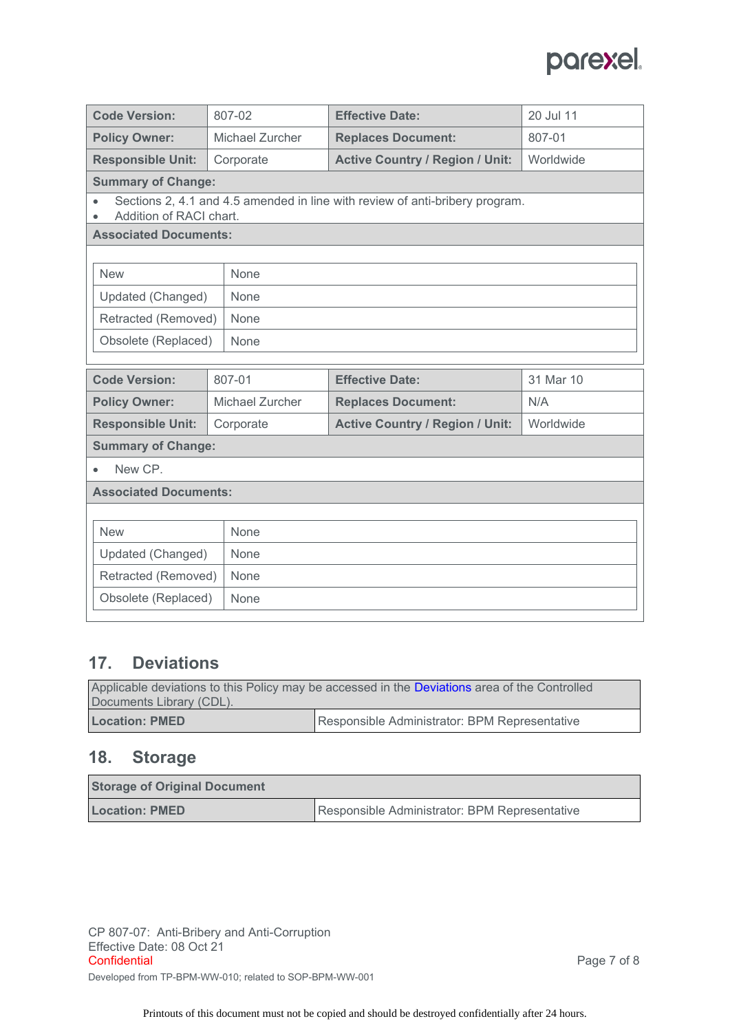| Code Version: | 807-02 | Effective Date: | 20 Jul 11 |
|---|---|---|---|
| Policy Owner: | Michael Zurcher | Replaces Document: | 807-01 |
| Responsible Unit: | Corporate | Active Country / Region / Unit: | Worldwide |
| **Summary of Change:** | | | |
| • Sections 2, 4.1 and 4.5 amended in line with review of anti-bribery program.<br>• Addition of RACI chart. | | | |
| **Associated Documents:** | | | |

| | |
|---|---|
| New | None |
| Updated (Changed) | None |
| Retracted (Removed) | None |
| Obsolete (Replaced) | None |

| Code Version: | 807-01 | Effective Date: | 31 Mar 10 |
|---|---|---|---|
| Policy Owner: | Michael Zurcher | Replaces Document: | N/A |
| Responsible Unit: | Corporate | Active Country / Region / Unit: | Worldwide |
| **Summary of Change:** | | | |
| • New CP. | | | |
| **Associated Documents:** | | | |

| | |
|---|---|
| New | None |
| Updated (Changed) | None |
| Retracted (Removed) | None |
| Obsolete (Replaced) | None |

## 17. Deviations

| Applicable deviations to this Policy may be accessed in the Deviations area of the Controlled Documents Library (CDL). | |
|---|---|
| **Location: PMED** | Responsible Administrator: BPM Representative |

## 18. Storage

| Storage of Original Document | |
|---|---|
| **Location: PMED** | Responsible Administrator: BPM Representative |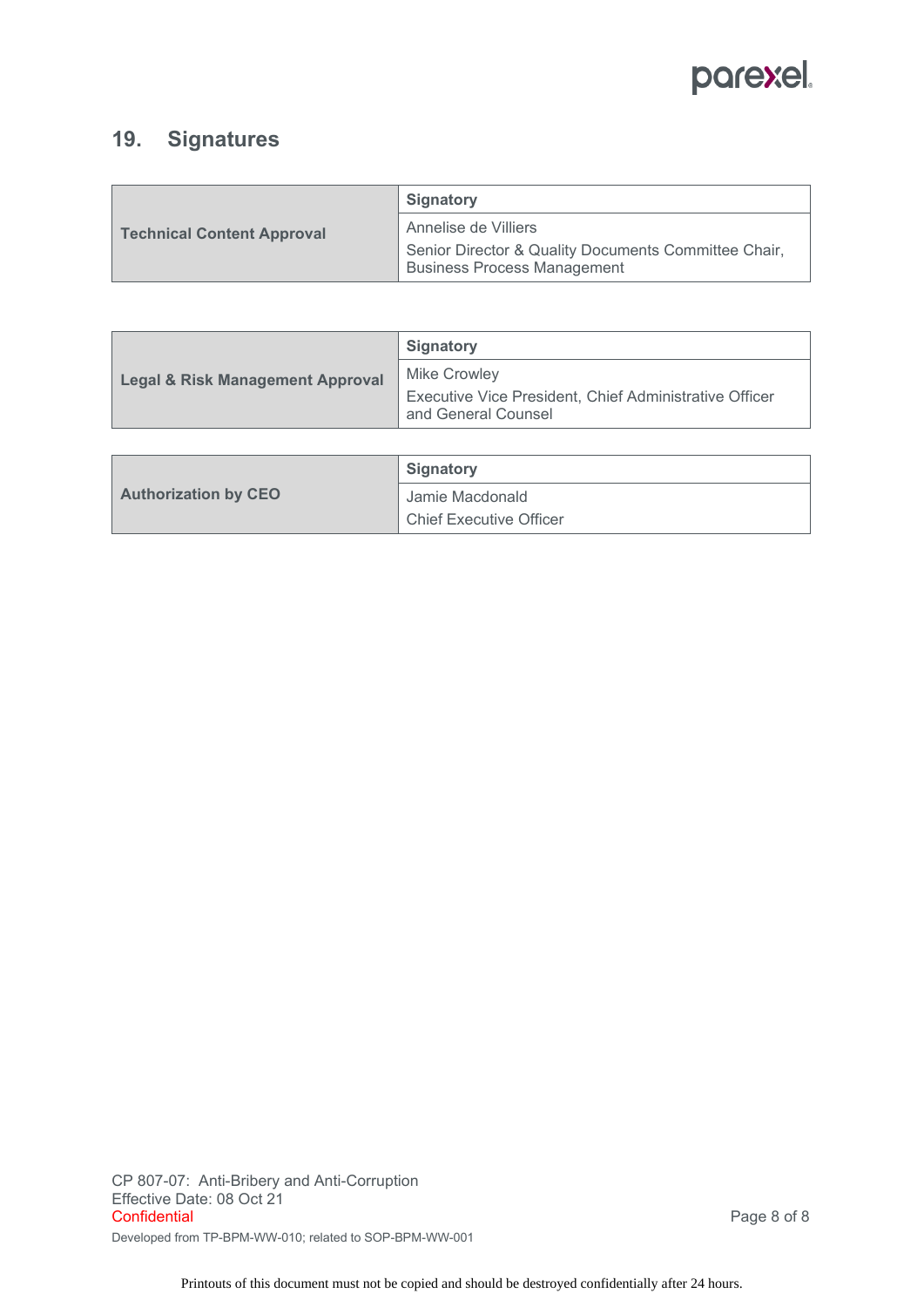## 19. Signatures

| Technical Content Approval | Signatory |
| --- | --- |
| | Annelise de Villiers<br>Senior Director & Quality Documents Committee Chair, Business Process Management |

| Legal & Risk Management Approval | Signatory |
| --- | --- |
| | Mike Crowley<br>Executive Vice President, Chief Administrative Officer and General Counsel |

| Authorization by CEO | Signatory |
| --- | --- |
| | Jamie Macdonald<br>Chief Executive Officer |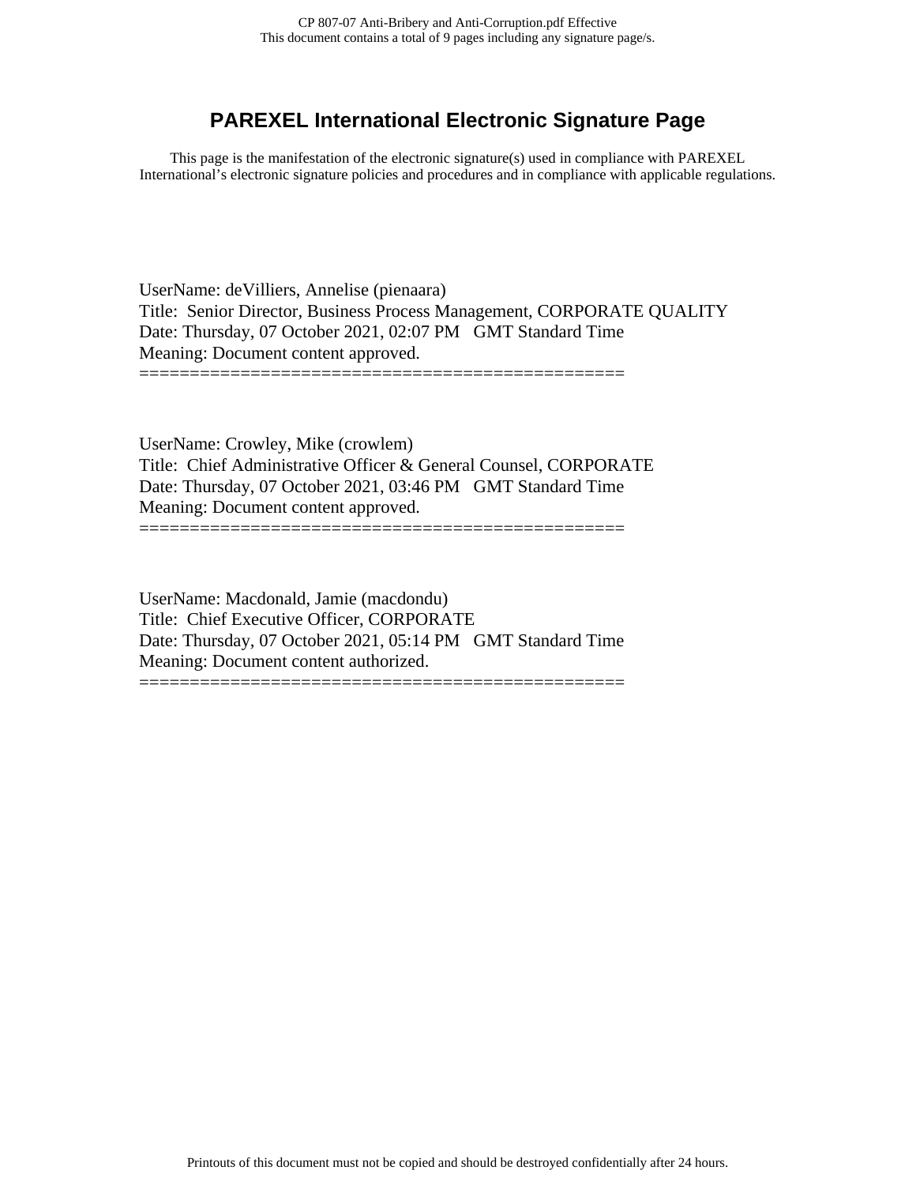# PAREXEL International Electronic Signature Page

This page is the manifestation of the electronic signature(s) used in compliance with PAREXEL International's electronic signature policies and procedures and in compliance with applicable regulations.

UserName: deVilliers, Annelise (pienaara)
Title: Senior Director, Business Process Management, CORPORATE QUALITY
Date: Thursday, 07 October 2021, 02:07 PM GMT Standard Time
Meaning: Document content approved.
===============================================

UserName: Crowley, Mike (crowlem)
Title: Chief Administrative Officer & General Counsel, CORPORATE
Date: Thursday, 07 October 2021, 03:46 PM GMT Standard Time
Meaning: Document content approved.
===============================================

UserName: Macdonald, Jamie (macdondu)
Title: Chief Executive Officer, CORPORATE
Date: Thursday, 07 October 2021, 05:14 PM GMT Standard Time
Meaning: Document content authorized.
===============================================